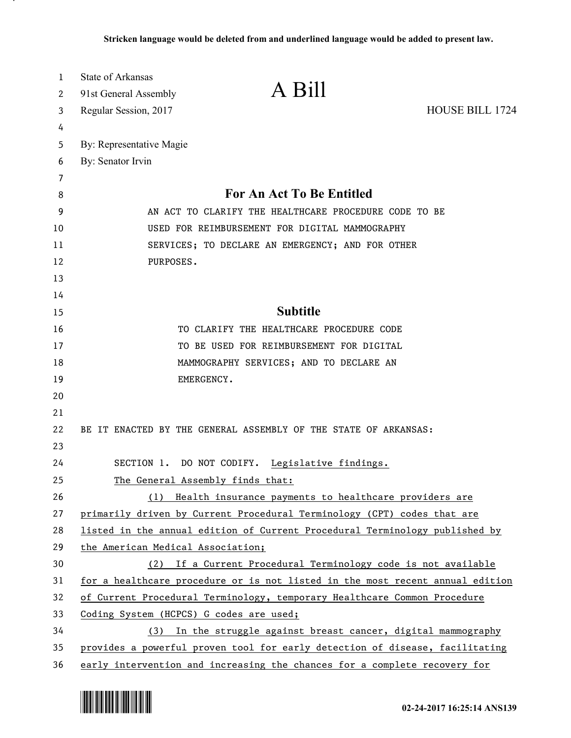**Stricken language would be deleted from and underlined language would be added to present law.**

State of Arkansas
91st General Assembly
Regular Session, 2017

# A Bill

HOUSE BILL 1724

By: Representative Magie
By: Senator Irvin

## For An Act To Be Entitled

AN ACT TO CLARIFY THE HEALTHCARE PROCEDURE CODE TO BE USED FOR REIMBURSEMENT FOR DIGITAL MAMMOGRAPHY SERVICES; TO DECLARE AN EMERGENCY; AND FOR OTHER PURPOSES.

## Subtitle

TO CLARIFY THE HEALTHCARE PROCEDURE CODE TO BE USED FOR REIMBURSEMENT FOR DIGITAL MAMMOGRAPHY SERVICES; AND TO DECLARE AN EMERGENCY.

BE IT ENACTED BY THE GENERAL ASSEMBLY OF THE STATE OF ARKANSAS:

SECTION 1. DO NOT CODIFY. <u>Legislative findings.</u>

<u>The General Assembly finds that:</u>

<u>(1) Health insurance payments to healthcare providers are primarily driven by Current Procedural Terminology (CPT) codes that are listed in the annual edition of Current Procedural Terminology published by the American Medical Association;</u>

<u>(2) If a Current Procedural Terminology code is not available for a healthcare procedure or is not listed in the most recent annual edition of Current Procedural Terminology, temporary Healthcare Common Procedure Coding System (HCPCS) G codes are used;</u>

<u>(3) In the struggle against breast cancer, digital mammography provides a powerful proven tool for early detection of disease, facilitating early intervention and increasing the chances for a complete recovery for</u>

02-24-2017 16:25:14 ANS139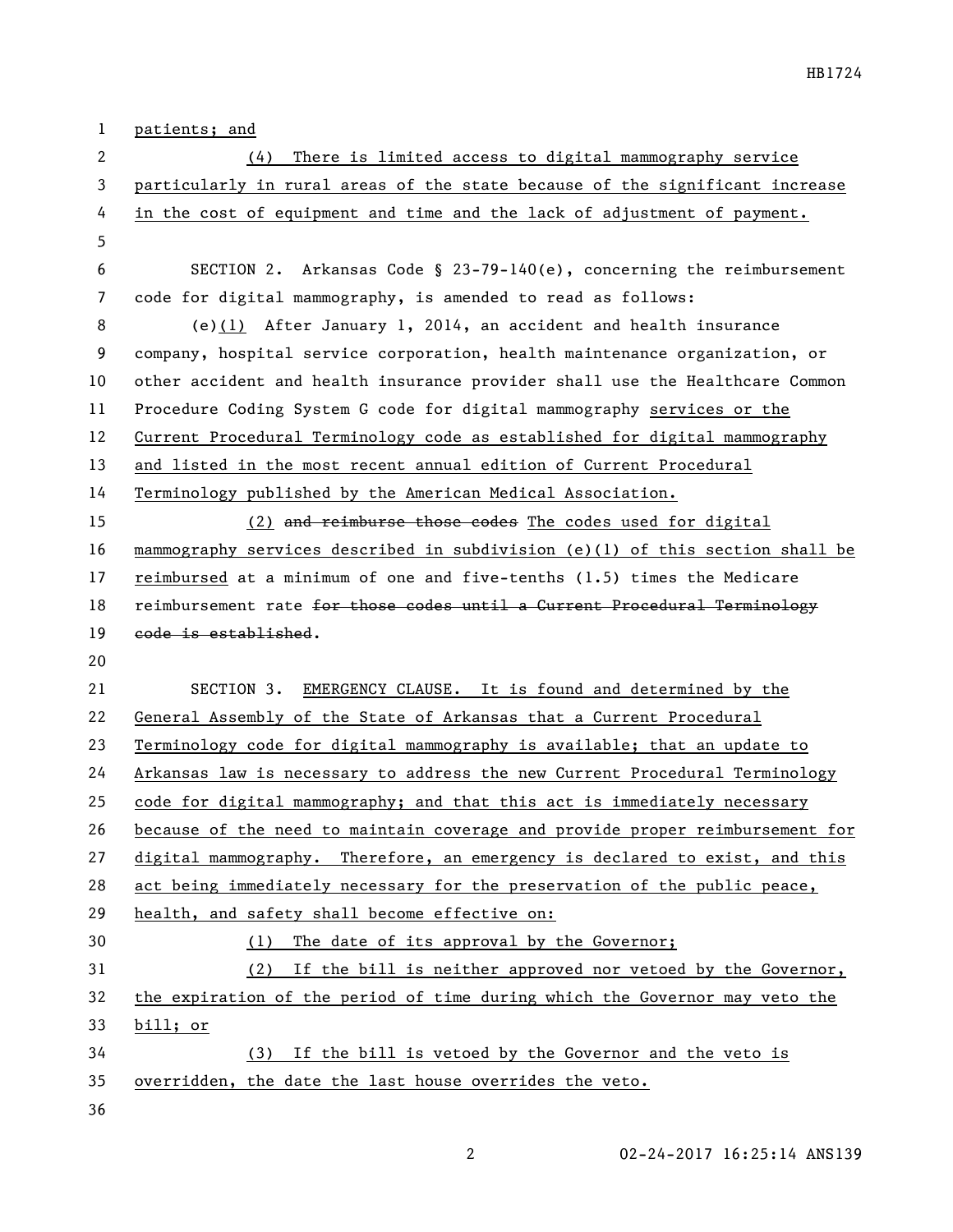patients; and

(4) There is limited access to digital mammography service particularly in rural areas of the state because of the significant increase in the cost of equipment and time and the lack of adjustment of payment.

SECTION 2. Arkansas Code § 23-79-140(e), concerning the reimbursement code for digital mammography, is amended to read as follows:

(e)(1) After January 1, 2014, an accident and health insurance company, hospital service corporation, health maintenance organization, or other accident and health insurance provider shall use the Healthcare Common Procedure Coding System G code for digital mammography services or the Current Procedural Terminology code as established for digital mammography and listed in the most recent annual edition of Current Procedural Terminology published by the American Medical Association.

(2) ~~and reimburse those codes~~ The codes used for digital mammography services described in subdivision (e)(1) of this section shall be reimbursed at a minimum of one and five-tenths (1.5) times the Medicare reimbursement rate ~~for those codes until a Current Procedural Terminology code is established~~.

SECTION 3. EMERGENCY CLAUSE. It is found and determined by the General Assembly of the State of Arkansas that a Current Procedural Terminology code for digital mammography is available; that an update to Arkansas law is necessary to address the new Current Procedural Terminology code for digital mammography; and that this act is immediately necessary because of the need to maintain coverage and provide proper reimbursement for digital mammography. Therefore, an emergency is declared to exist, and this act being immediately necessary for the preservation of the public peace, health, and safety shall become effective on:

(1) The date of its approval by the Governor;

(2) If the bill is neither approved nor vetoed by the Governor, the expiration of the period of time during which the Governor may veto the bill; or

(3) If the bill is vetoed by the Governor and the veto is overridden, the date the last house overrides the veto.